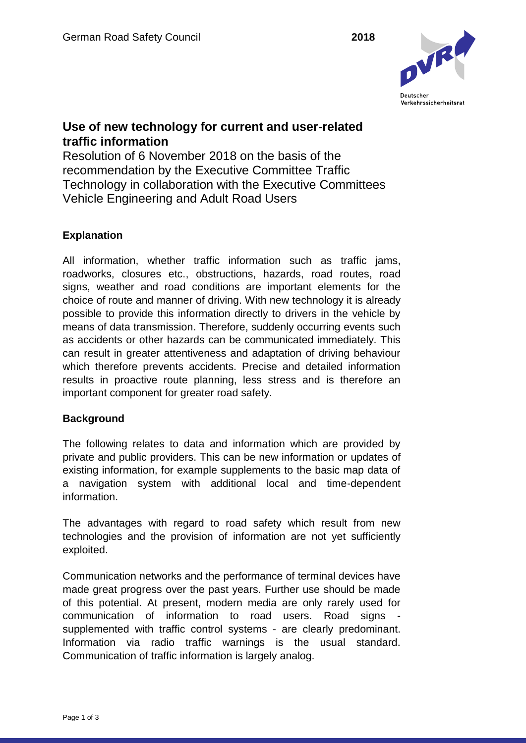German Road Safety Council **2018**

# Use of new technology for current and user-related traffic information

Resolution of 6 November 2018 on the basis of the recommendation by the Executive Committee Traffic Technology in collaboration with the Executive Committees Vehicle Engineering and Adult Road Users

## Explanation

All information, whether traffic information such as traffic jams, roadworks, closures etc., obstructions, hazards, road routes, road signs, weather and road conditions are important elements for the choice of route and manner of driving. With new technology it is already possible to provide this information directly to drivers in the vehicle by means of data transmission. Therefore, suddenly occurring events such as accidents or other hazards can be communicated immediately. This can result in greater attentiveness and adaptation of driving behaviour which therefore prevents accidents. Precise and detailed information results in proactive route planning, less stress and is therefore an important component for greater road safety.

## Background

The following relates to data and information which are provided by private and public providers. This can be new information or updates of existing information, for example supplements to the basic map data of a navigation system with additional local and time-dependent information.

The advantages with regard to road safety which result from new technologies and the provision of information are not yet sufficiently exploited.

Communication networks and the performance of terminal devices have made great progress over the past years. Further use should be made of this potential. At present, modern media are only rarely used for communication of information to road users. Road signs - supplemented with traffic control systems - are clearly predominant. Information via radio traffic warnings is the usual standard. Communication of traffic information is largely analog.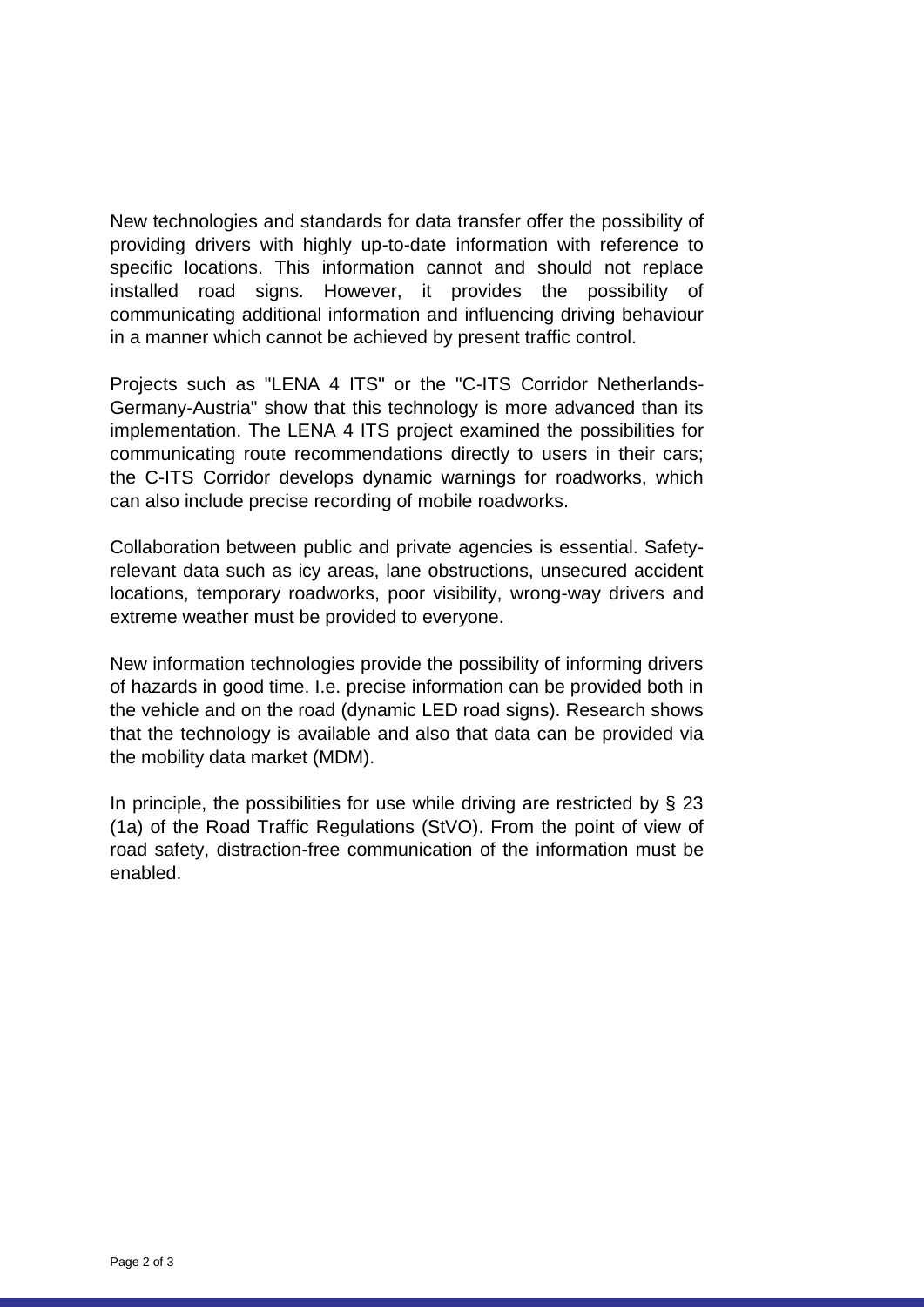New technologies and standards for data transfer offer the possibility of providing drivers with highly up-to-date information with reference to specific locations. This information cannot and should not replace installed road signs. However, it provides the possibility of communicating additional information and influencing driving behaviour in a manner which cannot be achieved by present traffic control.

Projects such as "LENA 4 ITS" or the "C-ITS Corridor Netherlands-Germany-Austria" show that this technology is more advanced than its implementation. The LENA 4 ITS project examined the possibilities for communicating route recommendations directly to users in their cars; the C-ITS Corridor develops dynamic warnings for roadworks, which can also include precise recording of mobile roadworks.

Collaboration between public and private agencies is essential. Safety-relevant data such as icy areas, lane obstructions, unsecured accident locations, temporary roadworks, poor visibility, wrong-way drivers and extreme weather must be provided to everyone.

New information technologies provide the possibility of informing drivers of hazards in good time. I.e. precise information can be provided both in the vehicle and on the road (dynamic LED road signs). Research shows that the technology is available and also that data can be provided via the mobility data market (MDM).

In principle, the possibilities for use while driving are restricted by § 23 (1a) of the Road Traffic Regulations (StVO). From the point of view of road safety, distraction-free communication of the information must be enabled.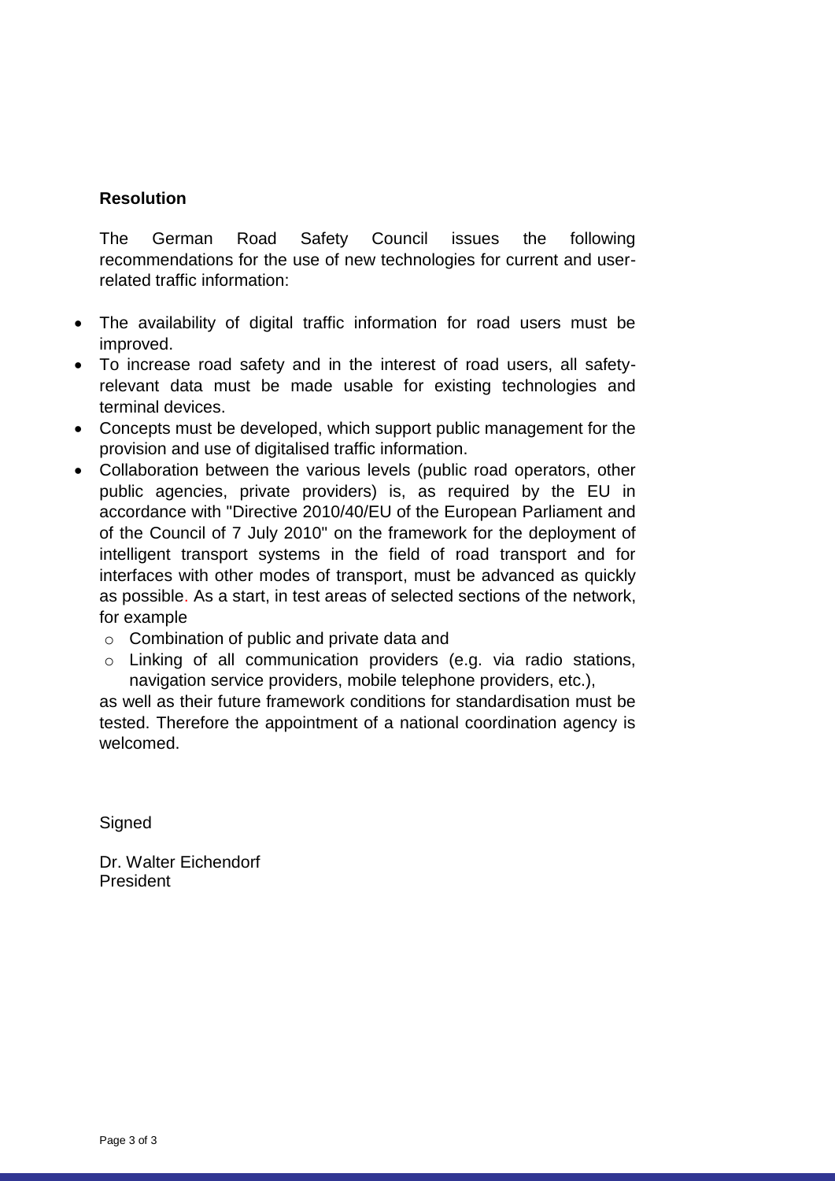**Resolution**

The German Road Safety Council issues the following recommendations for the use of new technologies for current and user-related traffic information:

- The availability of digital traffic information for road users must be improved.
- To increase road safety and in the interest of road users, all safety-relevant data must be made usable for existing technologies and terminal devices.
- Concepts must be developed, which support public management for the provision and use of digitalised traffic information.
- Collaboration between the various levels (public road operators, other public agencies, private providers) is, as required by the EU in accordance with "Directive 2010/40/EU of the European Parliament and of the Council of 7 July 2010" on the framework for the deployment of intelligent transport systems in the field of road transport and for interfaces with other modes of transport, must be advanced as quickly as possible. As a start, in test areas of selected sections of the network, for example
  - Combination of public and private data and
  - Linking of all communication providers (e.g. via radio stations, navigation service providers, mobile telephone providers, etc.),

  as well as their future framework conditions for standardisation must be tested. Therefore the appointment of a national coordination agency is welcomed.

Signed

Dr. Walter Eichendorf
President